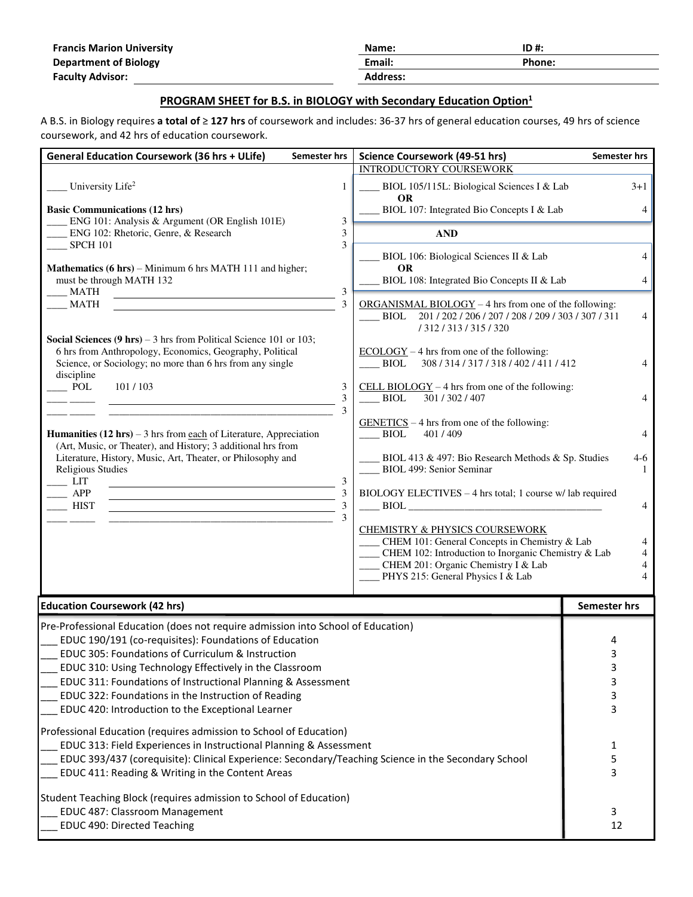**Francis Marion University**
**Department of Biology**
**Faculty Advisor:** ______________________

**Name:** ______________ **ID #:** ______________
**Email:** ______________ **Phone:** ______________
**Address:** ______________

## PROGRAM SHEET for B.S. in BIOLOGY with Secondary Education Option[1]

A B.S. in Biology requires **a total of ≥ 127 hrs** of coursework and includes: 36-37 hrs of general education courses, 49 hrs of science coursework, and 42 hrs of education coursework.

### General Education Coursework (36 hrs + ULife)

| Course | Semester hrs |
|---|---|
| ____ University Life[2] | 1 |
| **Basic Communications (12 hrs)** | |
| ____ ENG 101: Analysis & Argument (OR English 101E) | 3 |
| ____ ENG 102: Rhetoric, Genre, & Research | 3 |
| ____ SPCH 101 | 3 |
| **Mathematics (6 hrs)** – Minimum 6 hrs MATH 111 and higher; must be through MATH 132 | |
| ____ MATH ______________ | 3 |
| ____ MATH ______________ | 3 |
| **Social Sciences (9 hrs)** – 3 hrs from Political Science 101 or 103; 6 hrs from Anthropology, Economics, Geography, Political Science, or Sociology; no more than 6 hrs from any single discipline | |
| ____ POL 101 / 103 | 3 |
| ____ _____ ______________ | 3 |
| ____ _____ ______________ | 3 |
| **Humanities (12 hrs)** – 3 hrs from each of Literature, Appreciation (Art, Music, or Theater), and History; 3 additional hrs from Literature, History, Music, Art, Theater, or Philosophy and Religious Studies | |
| ____ LIT ______________ | 3 |
| ____ APP ______________ | 3 |
| ____ HIST ______________ | 3 |
| ____ _____ ______________ | 3 |

### Science Coursework (49-51 hrs)

| Course | Semester hrs |
|---|---|
| INTRODUCTORY COURSEWORK | |
| ____ BIOL 105/115L: Biological Sciences I & Lab | 3+1 |
| **OR** | |
| ____ BIOL 107: Integrated Bio Concepts I & Lab | 4 |
| **AND** | |
| ____ BIOL 106: Biological Sciences II & Lab | 4 |
| **OR** | |
| ____ BIOL 108: Integrated Bio Concepts II & Lab | 4 |
| ORGANISMAL BIOLOGY – 4 hrs from one of the following: | |
| ____ BIOL 201 / 202 / 206 / 207 / 208 / 209 / 303 / 307 / 311 / 312 / 313 / 315 / 320 | 4 |
| ECOLOGY – 4 hrs from one of the following: | |
| ____ BIOL 308 / 314 / 317 / 318 / 402 / 411 / 412 | 4 |
| CELL BIOLOGY – 4 hrs from one of the following: | |
| ____ BIOL 301 / 302 / 407 | 4 |
| GENETICS – 4 hrs from one of the following: | |
| ____ BIOL 401 / 409 | 4 |
| ____ BIOL 413 & 497: Bio Research Methods & Sp. Studies | 4-6 |
| ____ BIOL 499: Senior Seminar | 1 |
| BIOLOGY ELECTIVES – 4 hrs total; 1 course w/ lab required | |
| ____ BIOL ______________ | 4 |
| CHEMISTRY & PHYSICS COURSEWORK | |
| ____ CHEM 101: General Concepts in Chemistry & Lab | 4 |
| ____ CHEM 102: Introduction to Inorganic Chemistry & Lab | 4 |
| ____ CHEM 201: Organic Chemistry I & Lab | 4 |
| ____ PHYS 215: General Physics I & Lab | 4 |

### Education Coursework (42 hrs)

| Course | Semester hrs |
|---|---|
| Pre-Professional Education (does not require admission into School of Education) | |
| ___ EDUC 190/191 (co-requisites): Foundations of Education | 4 |
| ___ EDUC 305: Foundations of Curriculum & Instruction | 3 |
| ___ EDUC 310: Using Technology Effectively in the Classroom | 3 |
| ___ EDUC 311: Foundations of Instructional Planning & Assessment | 3 |
| ___ EDUC 322: Foundations in the Instruction of Reading | 3 |
| ___ EDUC 420: Introduction to the Exceptional Learner | 3 |
| Professional Education (requires admission to School of Education) | |
| ___ EDUC 313: Field Experiences in Instructional Planning & Assessment | 1 |
| ___ EDUC 393/437 (corequisite): Clinical Experience: Secondary/Teaching Science in the Secondary School | 5 |
| ___ EDUC 411: Reading & Writing in the Content Areas | 3 |
| Student Teaching Block (requires admission to School of Education) | |
| ___ EDUC 487: Classroom Management | 3 |
| ___ EDUC 490: Directed Teaching | 12 |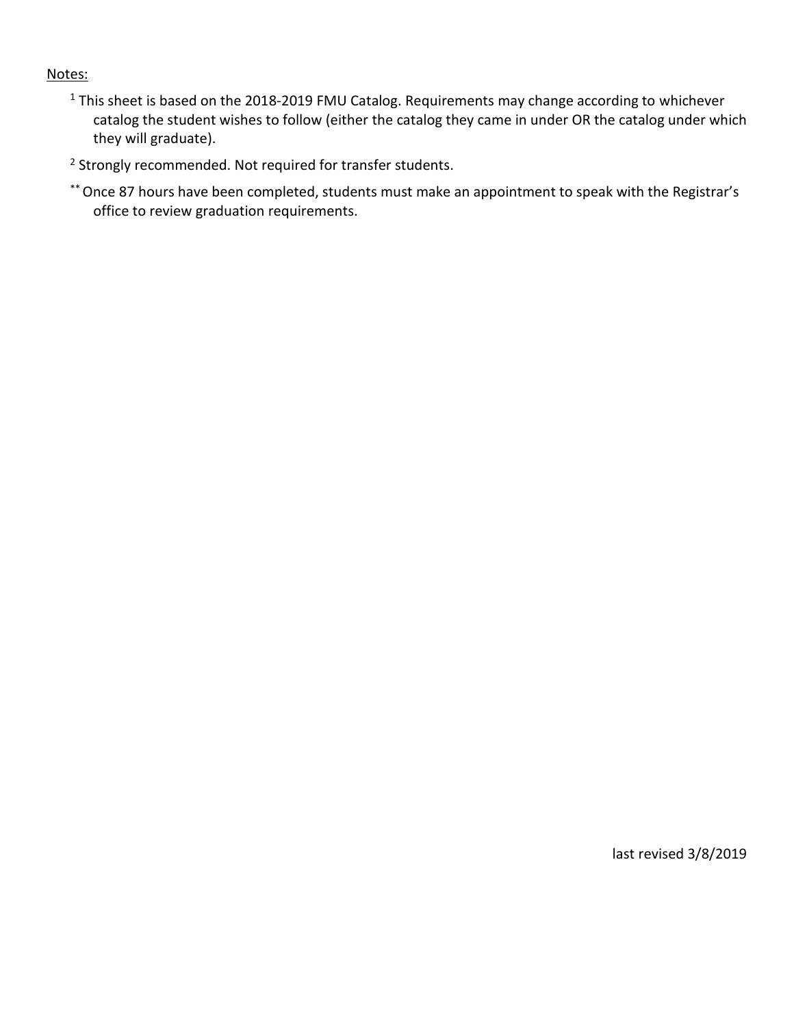Notes:

[1] This sheet is based on the 2018-2019 FMU Catalog. Requirements may change according to whichever catalog the student wishes to follow (either the catalog they came in under OR the catalog under which they will graduate).

[2] Strongly recommended. Not required for transfer students.

** Once 87 hours have been completed, students must make an appointment to speak with the Registrar's office to review graduation requirements.

last revised 3/8/2019